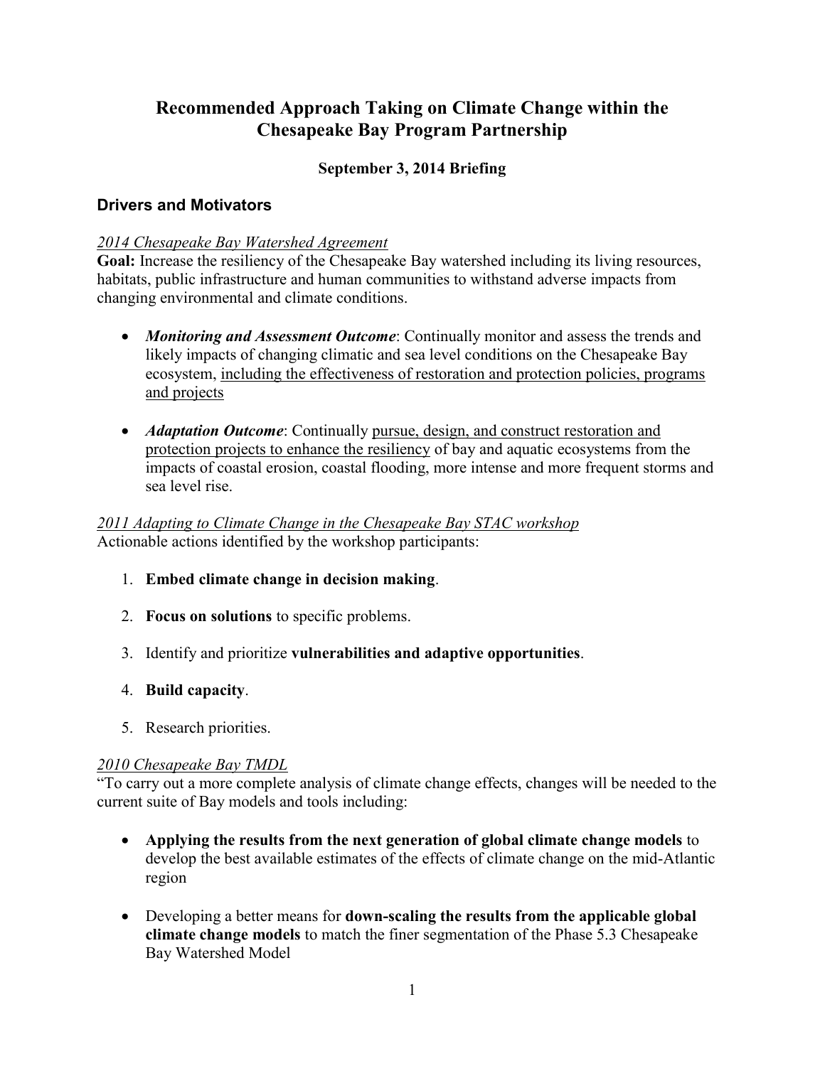# Recommended Approach Taking on Climate Change within the Chesapeake Bay Program Partnership

**September 3, 2014 Briefing**

## Drivers and Motivators

*2014 Chesapeake Bay Watershed Agreement*

**Goal:** Increase the resiliency of the Chesapeake Bay watershed including its living resources, habitats, public infrastructure and human communities to withstand adverse impacts from changing environmental and climate conditions.

- ***Monitoring and Assessment Outcome***: Continually monitor and assess the trends and likely impacts of changing climatic and sea level conditions on the Chesapeake Bay ecosystem, <u>including the effectiveness of restoration and protection policies, programs and projects</u>
- ***Adaptation Outcome***: Continually <u>pursue, design, and construct restoration and protection projects to enhance the resiliency</u> of bay and aquatic ecosystems from the impacts of coastal erosion, coastal flooding, more intense and more frequent storms and sea level rise.

*2011 Adapting to Climate Change in the Chesapeake Bay STAC workshop*

Actionable actions identified by the workshop participants:

1. **Embed climate change in decision making**.
2. **Focus on solutions** to specific problems.
3. Identify and prioritize **vulnerabilities and adaptive opportunities**.
4. **Build capacity**.
5. Research priorities.

*2010 Chesapeake Bay TMDL*

"To carry out a more complete analysis of climate change effects, changes will be needed to the current suite of Bay models and tools including:

- **Applying the results from the next generation of global climate change models** to develop the best available estimates of the effects of climate change on the mid-Atlantic region
- Developing a better means for **down-scaling the results from the applicable global climate change models** to match the finer segmentation of the Phase 5.3 Chesapeake Bay Watershed Model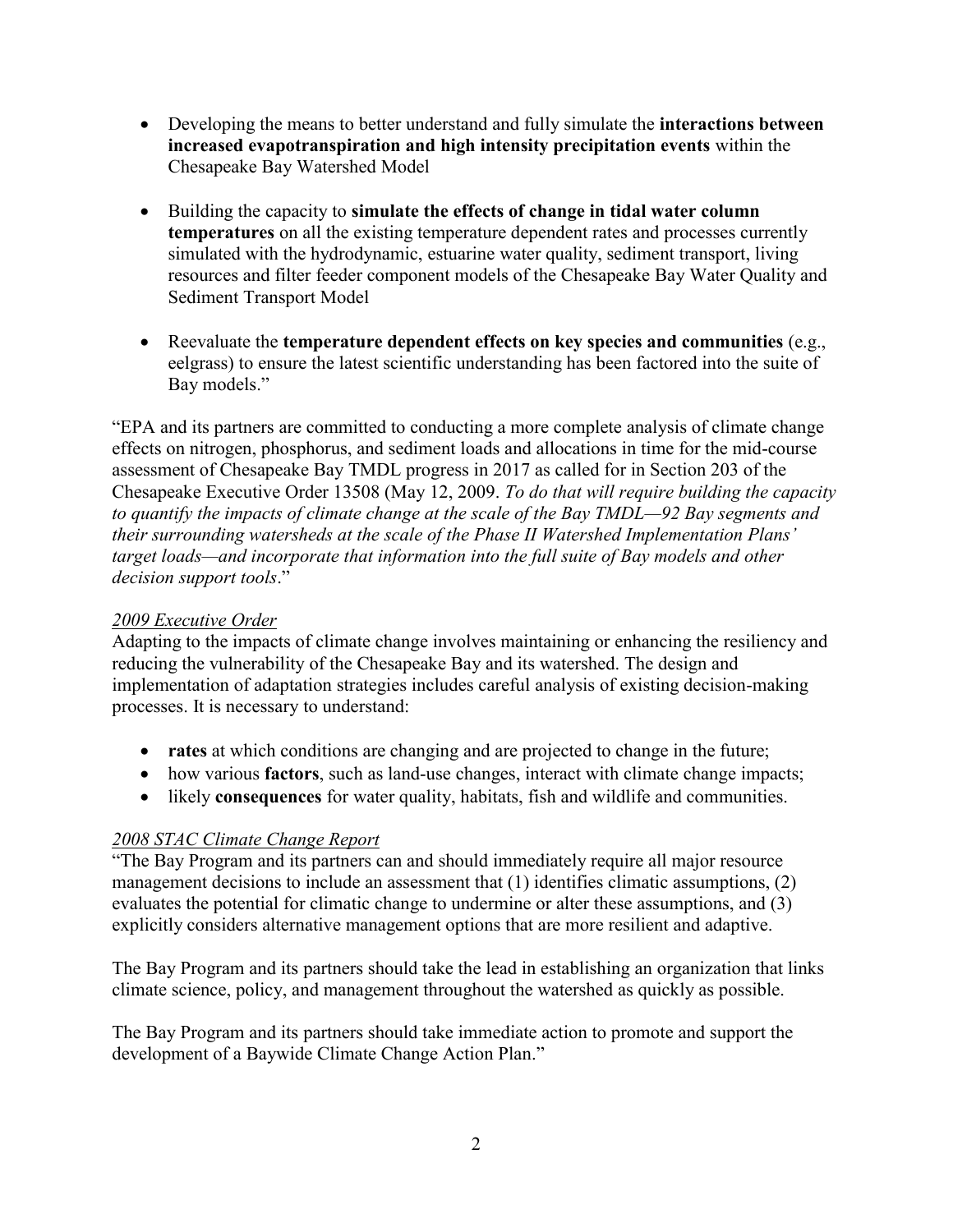- Developing the means to better understand and fully simulate the **interactions between increased evapotranspiration and high intensity precipitation events** within the Chesapeake Bay Watershed Model

- Building the capacity to **simulate the effects of change in tidal water column temperatures** on all the existing temperature dependent rates and processes currently simulated with the hydrodynamic, estuarine water quality, sediment transport, living resources and filter feeder component models of the Chesapeake Bay Water Quality and Sediment Transport Model

- Reevaluate the **temperature dependent effects on key species and communities** (e.g., eelgrass) to ensure the latest scientific understanding has been factored into the suite of Bay models."

"EPA and its partners are committed to conducting a more complete analysis of climate change effects on nitrogen, phosphorus, and sediment loads and allocations in time for the mid-course assessment of Chesapeake Bay TMDL progress in 2017 as called for in Section 203 of the Chesapeake Executive Order 13508 (May 12, 2009. *To do that will require building the capacity to quantify the impacts of climate change at the scale of the Bay TMDL—92 Bay segments and their surrounding watersheds at the scale of the Phase II Watershed Implementation Plans' target loads—and incorporate that information into the full suite of Bay models and other decision support tools*."

*2009 Executive Order*

Adapting to the impacts of climate change involves maintaining or enhancing the resiliency and reducing the vulnerability of the Chesapeake Bay and its watershed. The design and implementation of adaptation strategies includes careful analysis of existing decision-making processes. It is necessary to understand:

- **rates** at which conditions are changing and are projected to change in the future;
- how various **factors**, such as land-use changes, interact with climate change impacts;
- likely **consequences** for water quality, habitats, fish and wildlife and communities.

*2008 STAC Climate Change Report*

"The Bay Program and its partners can and should immediately require all major resource management decisions to include an assessment that (1) identifies climatic assumptions, (2) evaluates the potential for climatic change to undermine or alter these assumptions, and (3) explicitly considers alternative management options that are more resilient and adaptive.

The Bay Program and its partners should take the lead in establishing an organization that links climate science, policy, and management throughout the watershed as quickly as possible.

The Bay Program and its partners should take immediate action to promote and support the development of a Baywide Climate Change Action Plan."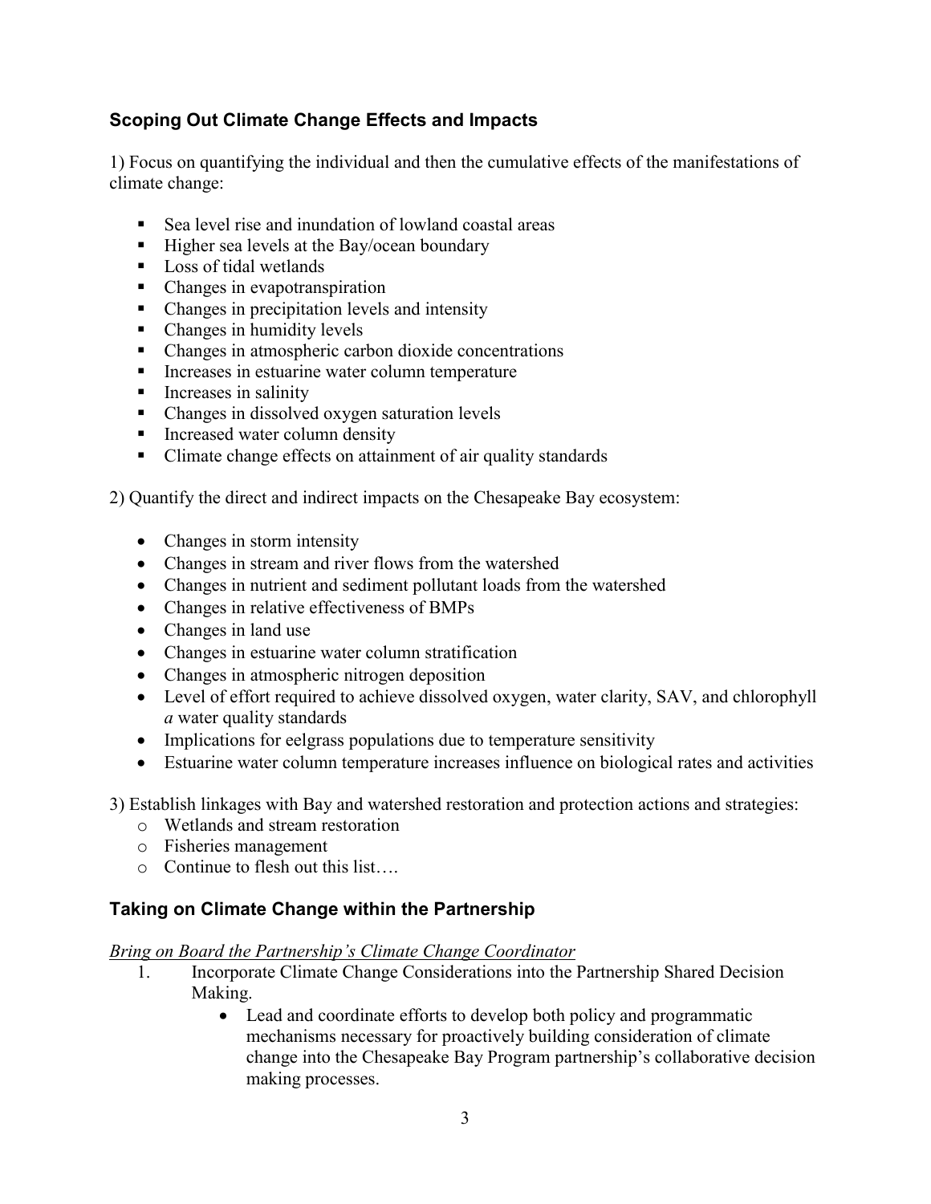## Scoping Out Climate Change Effects and Impacts

1) Focus on quantifying the individual and then the cumulative effects of the manifestations of climate change:

- Sea level rise and inundation of lowland coastal areas
- Higher sea levels at the Bay/ocean boundary
- Loss of tidal wetlands
- Changes in evapotranspiration
- Changes in precipitation levels and intensity
- Changes in humidity levels
- Changes in atmospheric carbon dioxide concentrations
- Increases in estuarine water column temperature
- Increases in salinity
- Changes in dissolved oxygen saturation levels
- Increased water column density
- Climate change effects on attainment of air quality standards

2) Quantify the direct and indirect impacts on the Chesapeake Bay ecosystem:

- Changes in storm intensity
- Changes in stream and river flows from the watershed
- Changes in nutrient and sediment pollutant loads from the watershed
- Changes in relative effectiveness of BMPs
- Changes in land use
- Changes in estuarine water column stratification
- Changes in atmospheric nitrogen deposition
- Level of effort required to achieve dissolved oxygen, water clarity, SAV, and chlorophyll *a* water quality standards
- Implications for eelgrass populations due to temperature sensitivity
- Estuarine water column temperature increases influence on biological rates and activities

3) Establish linkages with Bay and watershed restoration and protection actions and strategies:

- Wetlands and stream restoration
- Fisheries management
- Continue to flesh out this list….

## Taking on Climate Change within the Partnership

*Bring on Board the Partnership's Climate Change Coordinator*

1. Incorporate Climate Change Considerations into the Partnership Shared Decision Making.
   - Lead and coordinate efforts to develop both policy and programmatic mechanisms necessary for proactively building consideration of climate change into the Chesapeake Bay Program partnership's collaborative decision making processes.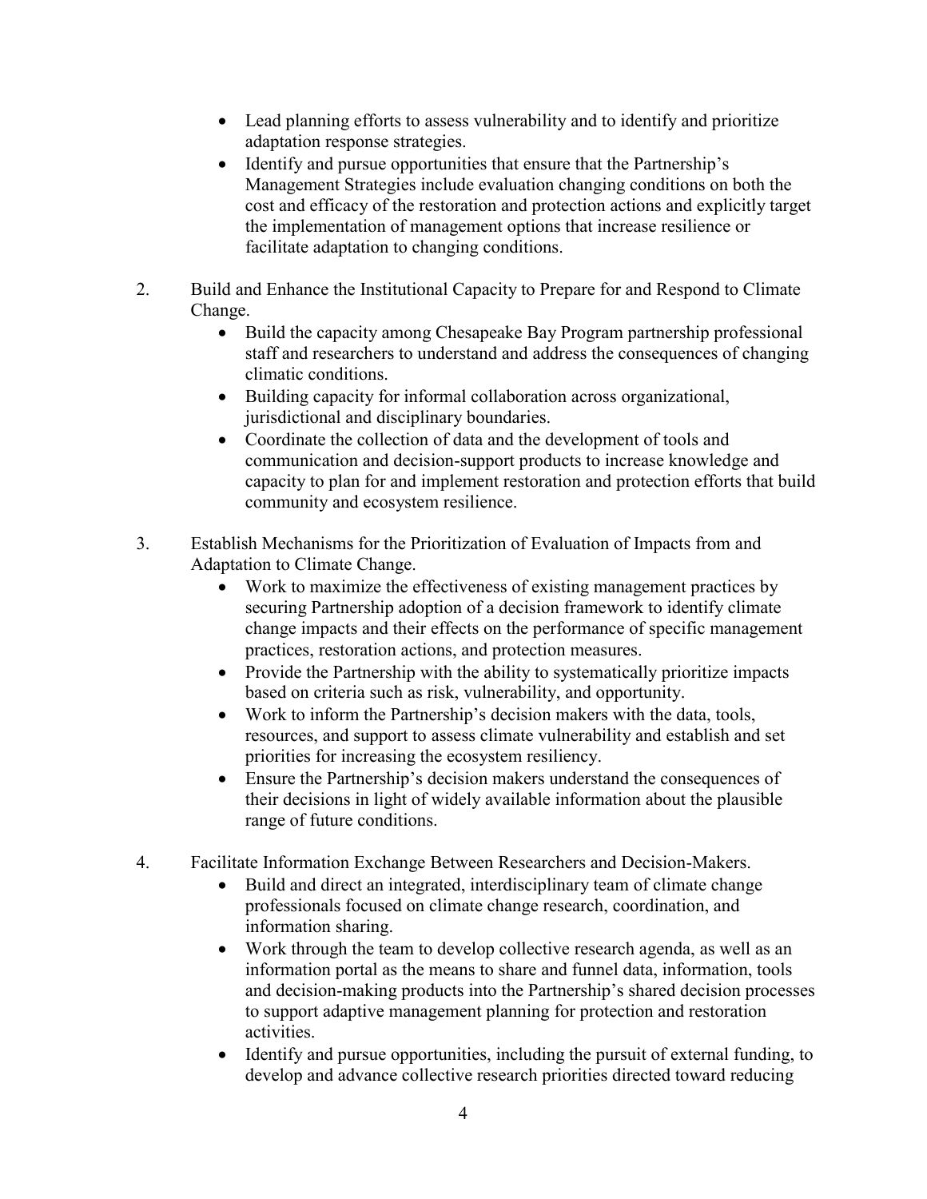- Lead planning efforts to assess vulnerability and to identify and prioritize adaptation response strategies.
- Identify and pursue opportunities that ensure that the Partnership's Management Strategies include evaluation changing conditions on both the cost and efficacy of the restoration and protection actions and explicitly target the implementation of management options that increase resilience or facilitate adaptation to changing conditions.

2. Build and Enhance the Institutional Capacity to Prepare for and Respond to Climate Change.
   - Build the capacity among Chesapeake Bay Program partnership professional staff and researchers to understand and address the consequences of changing climatic conditions.
   - Building capacity for informal collaboration across organizational, jurisdictional and disciplinary boundaries.
   - Coordinate the collection of data and the development of tools and communication and decision-support products to increase knowledge and capacity to plan for and implement restoration and protection efforts that build community and ecosystem resilience.

3. Establish Mechanisms for the Prioritization of Evaluation of Impacts from and Adaptation to Climate Change.
   - Work to maximize the effectiveness of existing management practices by securing Partnership adoption of a decision framework to identify climate change impacts and their effects on the performance of specific management practices, restoration actions, and protection measures.
   - Provide the Partnership with the ability to systematically prioritize impacts based on criteria such as risk, vulnerability, and opportunity.
   - Work to inform the Partnership's decision makers with the data, tools, resources, and support to assess climate vulnerability and establish and set priorities for increasing the ecosystem resiliency.
   - Ensure the Partnership's decision makers understand the consequences of their decisions in light of widely available information about the plausible range of future conditions.

4. Facilitate Information Exchange Between Researchers and Decision-Makers.
   - Build and direct an integrated, interdisciplinary team of climate change professionals focused on climate change research, coordination, and information sharing.
   - Work through the team to develop collective research agenda, as well as an information portal as the means to share and funnel data, information, tools and decision-making products into the Partnership's shared decision processes to support adaptive management planning for protection and restoration activities.
   - Identify and pursue opportunities, including the pursuit of external funding, to develop and advance collective research priorities directed toward reducing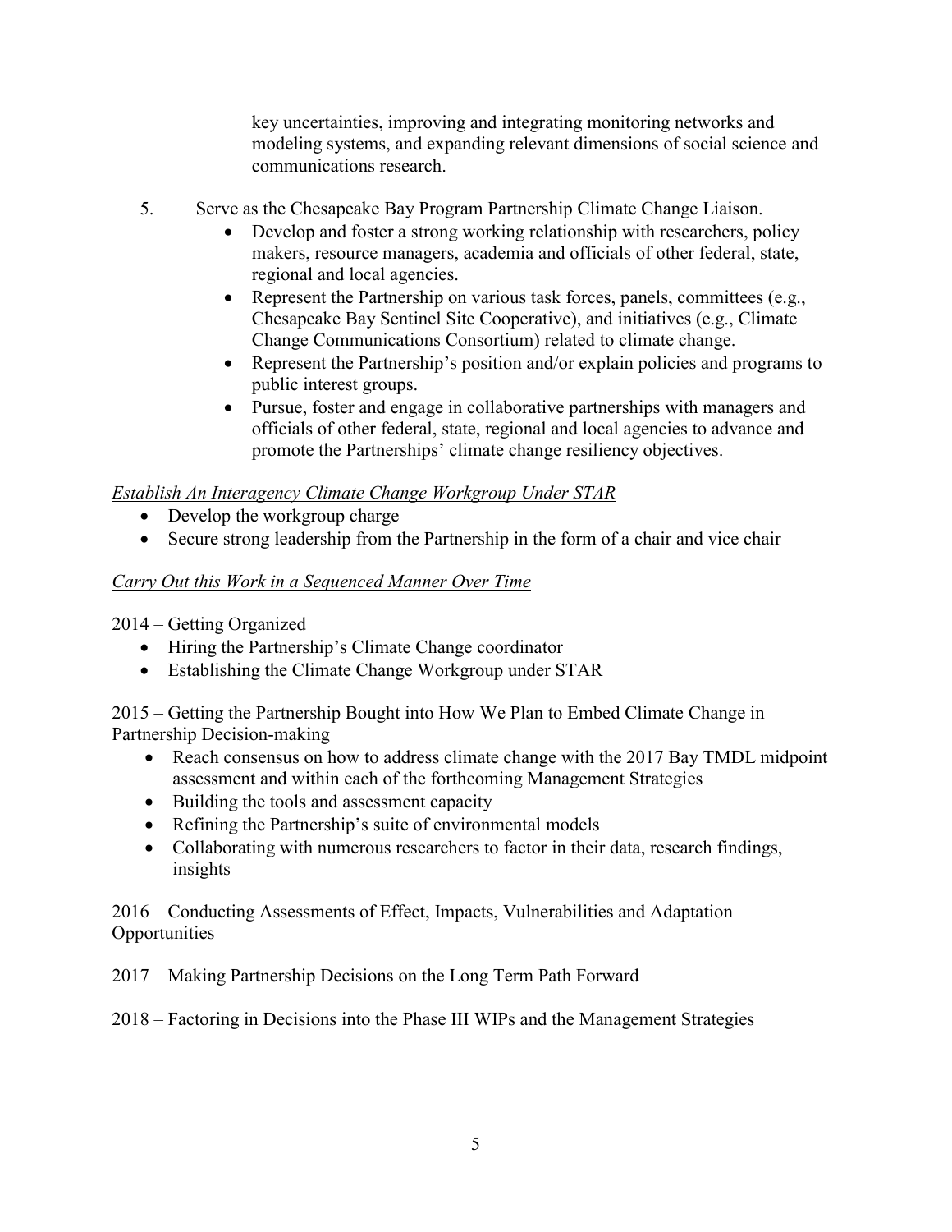key uncertainties, improving and integrating monitoring networks and modeling systems, and expanding relevant dimensions of social science and communications research.

5. Serve as the Chesapeake Bay Program Partnership Climate Change Liaison.
   - Develop and foster a strong working relationship with researchers, policy makers, resource managers, academia and officials of other federal, state, regional and local agencies.
   - Represent the Partnership on various task forces, panels, committees (e.g., Chesapeake Bay Sentinel Site Cooperative), and initiatives (e.g., Climate Change Communications Consortium) related to climate change.
   - Represent the Partnership's position and/or explain policies and programs to public interest groups.
   - Pursue, foster and engage in collaborative partnerships with managers and officials of other federal, state, regional and local agencies to advance and promote the Partnerships' climate change resiliency objectives.

*Establish An Interagency Climate Change Workgroup Under STAR*

- Develop the workgroup charge
- Secure strong leadership from the Partnership in the form of a chair and vice chair

*Carry Out this Work in a Sequenced Manner Over Time*

2014 – Getting Organized

- Hiring the Partnership's Climate Change coordinator
- Establishing the Climate Change Workgroup under STAR

2015 – Getting the Partnership Bought into How We Plan to Embed Climate Change in Partnership Decision-making

- Reach consensus on how to address climate change with the 2017 Bay TMDL midpoint assessment and within each of the forthcoming Management Strategies
- Building the tools and assessment capacity
- Refining the Partnership's suite of environmental models
- Collaborating with numerous researchers to factor in their data, research findings, insights

2016 – Conducting Assessments of Effect, Impacts, Vulnerabilities and Adaptation Opportunities

2017 – Making Partnership Decisions on the Long Term Path Forward

2018 – Factoring in Decisions into the Phase III WIPs and the Management Strategies